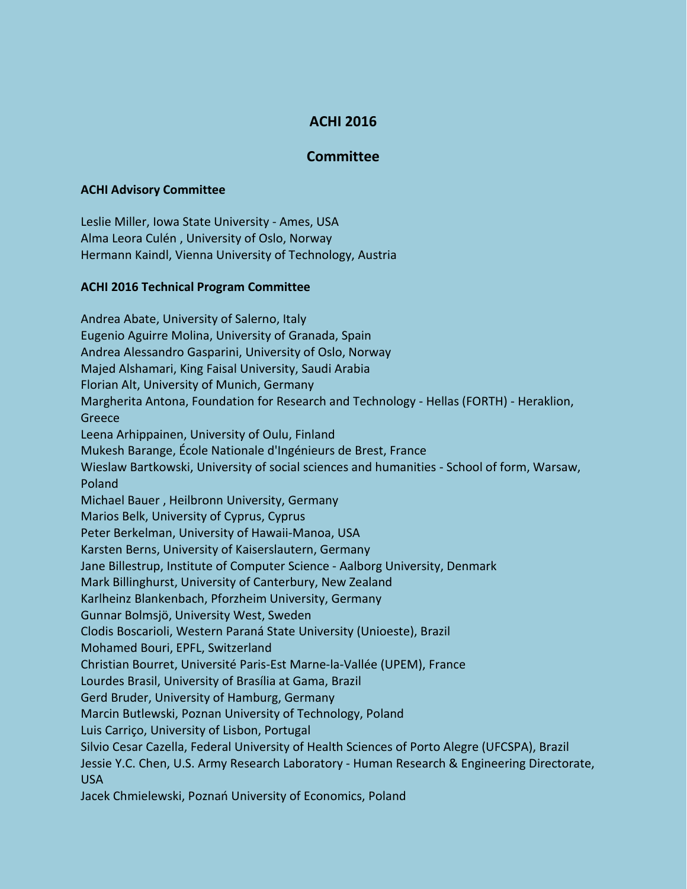# ACHI 2016

## Committee

### ACHI Advisory Committee

Leslie Miller, Iowa State University - Ames, USA
Alma Leora Culén , University of Oslo, Norway
Hermann Kaindl, Vienna University of Technology, Austria

### ACHI 2016 Technical Program Committee

Andrea Abate, University of Salerno, Italy
Eugenio Aguirre Molina, University of Granada, Spain
Andrea Alessandro Gasparini, University of Oslo, Norway
Majed Alshamari, King Faisal University, Saudi Arabia
Florian Alt, University of Munich, Germany
Margherita Antona, Foundation for Research and Technology - Hellas (FORTH) - Heraklion, Greece
Leena Arhippainen, University of Oulu, Finland
Mukesh Barange, École Nationale d'Ingénieurs de Brest, France
Wieslaw Bartkowski, University of social sciences and humanities - School of form, Warsaw, Poland
Michael Bauer , Heilbronn University, Germany
Marios Belk, University of Cyprus, Cyprus
Peter Berkelman, University of Hawaii-Manoa, USA
Karsten Berns, University of Kaiserslautern, Germany
Jane Billestrup, Institute of Computer Science - Aalborg University, Denmark
Mark Billinghurst, University of Canterbury, New Zealand
Karlheinz Blankenbach, Pforzheim University, Germany
Gunnar Bolmsjö, University West, Sweden
Clodis Boscarioli, Western Paraná State University (Unioeste), Brazil
Mohamed Bouri, EPFL, Switzerland
Christian Bourret, Université Paris-Est Marne-la-Vallée (UPEM), France
Lourdes Brasil, University of Brasília at Gama, Brazil
Gerd Bruder, University of Hamburg, Germany
Marcin Butlewski, Poznan University of Technology, Poland
Luis Carriço, University of Lisbon, Portugal
Silvio Cesar Cazella, Federal University of Health Sciences of Porto Alegre (UFCSPA), Brazil
Jessie Y.C. Chen, U.S. Army Research Laboratory - Human Research & Engineering Directorate, USA
Jacek Chmielewski, Poznań University of Economics, Poland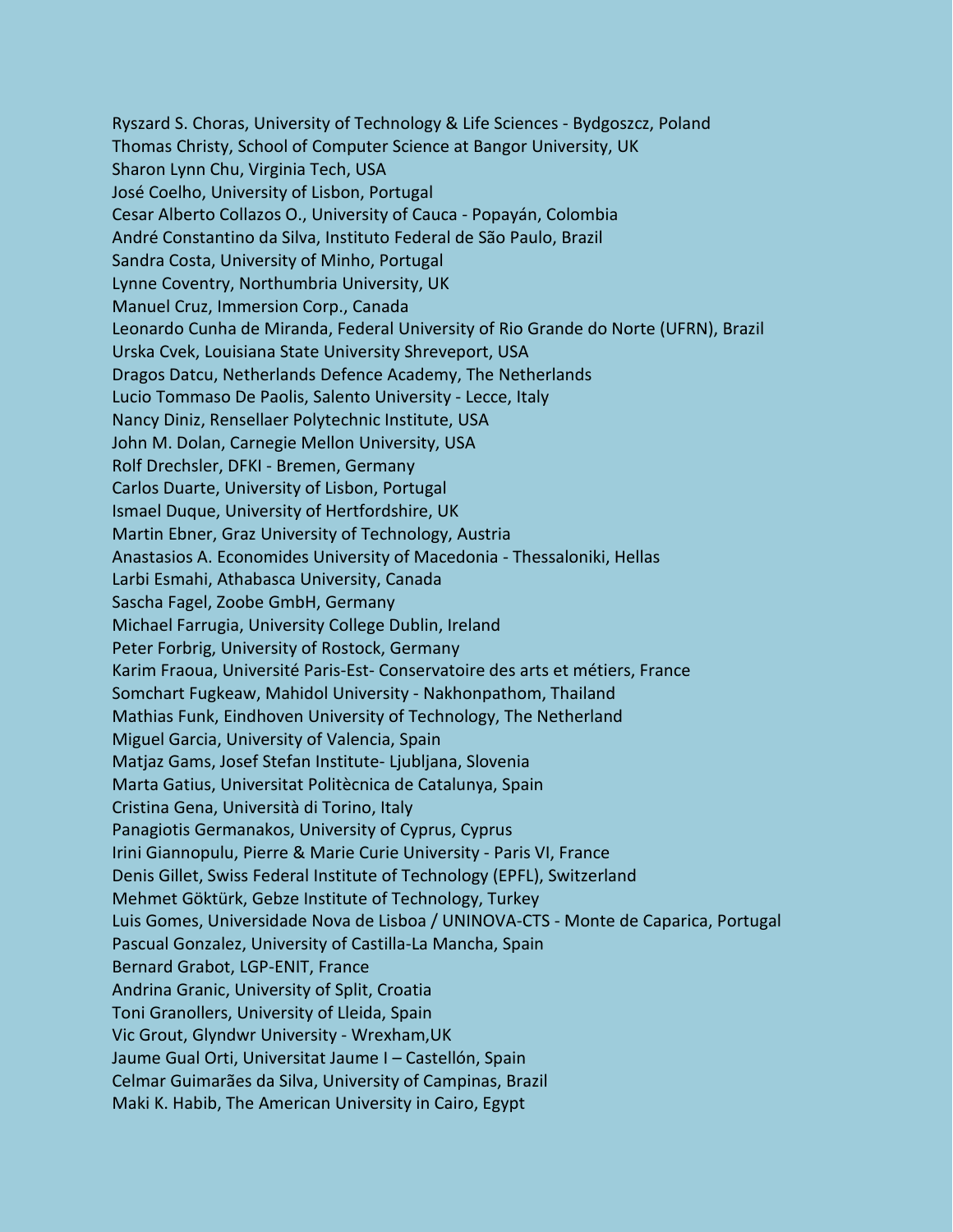Ryszard S. Choras, University of Technology & Life Sciences - Bydgoszcz, Poland
Thomas Christy, School of Computer Science at Bangor University, UK
Sharon Lynn Chu, Virginia Tech, USA
José Coelho, University of Lisbon, Portugal
Cesar Alberto Collazos O., University of Cauca - Popayán, Colombia
André Constantino da Silva, Instituto Federal de São Paulo, Brazil
Sandra Costa, University of Minho, Portugal
Lynne Coventry, Northumbria University, UK
Manuel Cruz, Immersion Corp., Canada
Leonardo Cunha de Miranda, Federal University of Rio Grande do Norte (UFRN), Brazil
Urska Cvek, Louisiana State University Shreveport, USA
Dragos Datcu, Netherlands Defence Academy, The Netherlands
Lucio Tommaso De Paolis, Salento University - Lecce, Italy
Nancy Diniz, Rensellaer Polytechnic Institute, USA
John M. Dolan, Carnegie Mellon University, USA
Rolf Drechsler, DFKI - Bremen, Germany
Carlos Duarte, University of Lisbon, Portugal
Ismael Duque, University of Hertfordshire, UK
Martin Ebner, Graz University of Technology, Austria
Anastasios A. Economides University of Macedonia - Thessaloniki, Hellas
Larbi Esmahi, Athabasca University, Canada
Sascha Fagel, Zoobe GmbH, Germany
Michael Farrugia, University College Dublin, Ireland
Peter Forbrig, University of Rostock, Germany
Karim Fraoua, Université Paris-Est- Conservatoire des arts et métiers, France
Somchart Fugkeaw, Mahidol University - Nakhonpathom, Thailand
Mathias Funk, Eindhoven University of Technology, The Netherland
Miguel Garcia, University of Valencia, Spain
Matjaz Gams, Josef Stefan Institute- Ljubljana, Slovenia
Marta Gatius, Universitat Politècnica de Catalunya, Spain
Cristina Gena, Università di Torino, Italy
Panagiotis Germanakos, University of Cyprus, Cyprus
Irini Giannopulu, Pierre & Marie Curie University - Paris VI, France
Denis Gillet, Swiss Federal Institute of Technology (EPFL), Switzerland
Mehmet Göktürk, Gebze Institute of Technology, Turkey
Luis Gomes, Universidade Nova de Lisboa / UNINOVA-CTS - Monte de Caparica, Portugal
Pascual Gonzalez, University of Castilla-La Mancha, Spain
Bernard Grabot, LGP-ENIT, France
Andrina Granic, University of Split, Croatia
Toni Granollers, University of Lleida, Spain
Vic Grout, Glyndwr University - Wrexham,UK
Jaume Gual Orti, Universitat Jaume I – Castellón, Spain
Celmar Guimarães da Silva, University of Campinas, Brazil
Maki K. Habib, The American University in Cairo, Egypt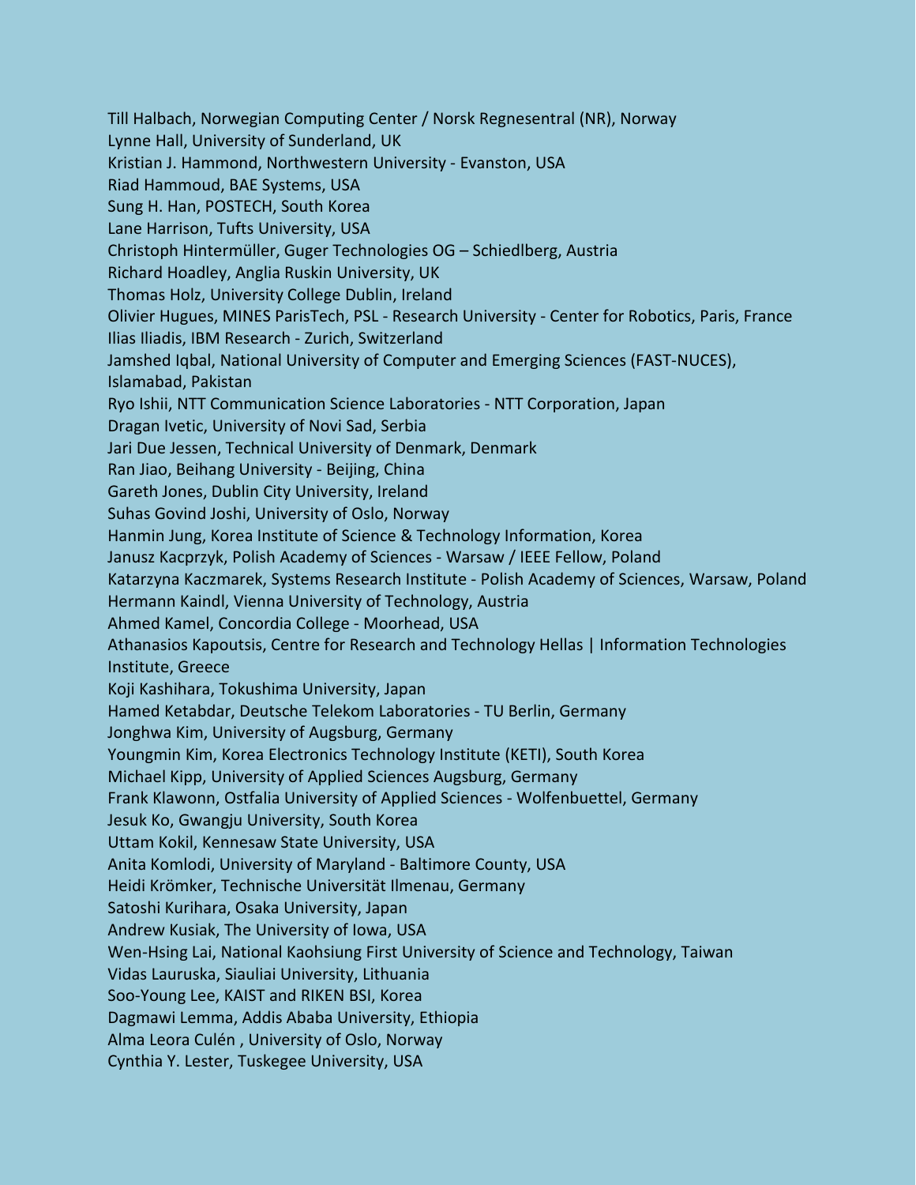Till Halbach, Norwegian Computing Center / Norsk Regnesentral (NR), Norway
Lynne Hall, University of Sunderland, UK
Kristian J. Hammond, Northwestern University - Evanston, USA
Riad Hammoud, BAE Systems, USA
Sung H. Han, POSTECH, South Korea
Lane Harrison, Tufts University, USA
Christoph Hintermüller, Guger Technologies OG – Schiedlberg, Austria
Richard Hoadley, Anglia Ruskin University, UK
Thomas Holz, University College Dublin, Ireland
Olivier Hugues, MINES ParisTech, PSL - Research University - Center for Robotics, Paris, France
Ilias Iliadis, IBM Research - Zurich, Switzerland
Jamshed Iqbal, National University of Computer and Emerging Sciences (FAST-NUCES), Islamabad, Pakistan
Ryo Ishii, NTT Communication Science Laboratories - NTT Corporation, Japan
Dragan Ivetic, University of Novi Sad, Serbia
Jari Due Jessen, Technical University of Denmark, Denmark
Ran Jiao, Beihang University - Beijing, China
Gareth Jones, Dublin City University, Ireland
Suhas Govind Joshi, University of Oslo, Norway
Hanmin Jung, Korea Institute of Science & Technology Information, Korea
Janusz Kacprzyk, Polish Academy of Sciences - Warsaw / IEEE Fellow, Poland
Katarzyna Kaczmarek, Systems Research Institute - Polish Academy of Sciences, Warsaw, Poland
Hermann Kaindl, Vienna University of Technology, Austria
Ahmed Kamel, Concordia College - Moorhead, USA
Athanasios Kapoutsis, Centre for Research and Technology Hellas | Information Technologies Institute, Greece
Koji Kashihara, Tokushima University, Japan
Hamed Ketabdar, Deutsche Telekom Laboratories - TU Berlin, Germany
Jonghwa Kim, University of Augsburg, Germany
Youngmin Kim, Korea Electronics Technology Institute (KETI), South Korea
Michael Kipp, University of Applied Sciences Augsburg, Germany
Frank Klawonn, Ostfalia University of Applied Sciences - Wolfenbuettel, Germany
Jesuk Ko, Gwangju University, South Korea
Uttam Kokil, Kennesaw State University, USA
Anita Komlodi, University of Maryland - Baltimore County, USA
Heidi Krömker, Technische Universität Ilmenau, Germany
Satoshi Kurihara, Osaka University, Japan
Andrew Kusiak, The University of Iowa, USA
Wen-Hsing Lai, National Kaohsiung First University of Science and Technology, Taiwan
Vidas Lauruska, Siauliai University, Lithuania
Soo-Young Lee, KAIST and RIKEN BSI, Korea
Dagmawi Lemma, Addis Ababa University, Ethiopia
Alma Leora Culén , University of Oslo, Norway
Cynthia Y. Lester, Tuskegee University, USA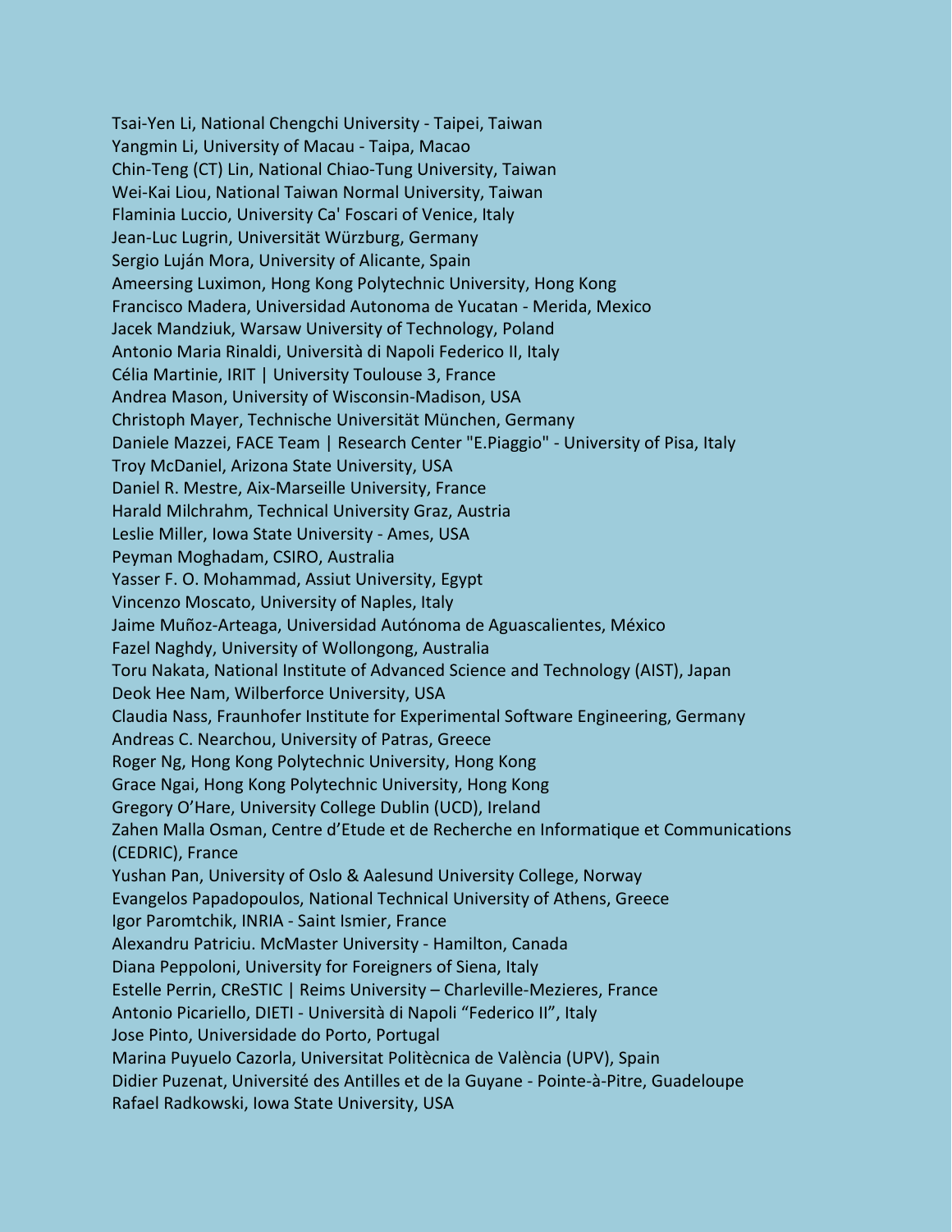Tsai-Yen Li, National Chengchi University - Taipei, Taiwan
Yangmin Li, University of Macau - Taipa, Macao
Chin-Teng (CT) Lin, National Chiao-Tung University, Taiwan
Wei-Kai Liou, National Taiwan Normal University, Taiwan
Flaminia Luccio, University Ca' Foscari of Venice, Italy
Jean-Luc Lugrin, Universität Würzburg, Germany
Sergio Luján Mora, University of Alicante, Spain
Ameersing Luximon, Hong Kong Polytechnic University, Hong Kong
Francisco Madera, Universidad Autonoma de Yucatan - Merida, Mexico
Jacek Mandziuk, Warsaw University of Technology, Poland
Antonio Maria Rinaldi, Università di Napoli Federico II, Italy
Célia Martinie, IRIT | University Toulouse 3, France
Andrea Mason, University of Wisconsin-Madison, USA
Christoph Mayer, Technische Universität München, Germany
Daniele Mazzei, FACE Team | Research Center "E.Piaggio" - University of Pisa, Italy
Troy McDaniel, Arizona State University, USA
Daniel R. Mestre, Aix-Marseille University, France
Harald Milchrahm, Technical University Graz, Austria
Leslie Miller, Iowa State University - Ames, USA
Peyman Moghadam, CSIRO, Australia
Yasser F. O. Mohammad, Assiut University, Egypt
Vincenzo Moscato, University of Naples, Italy
Jaime Muñoz-Arteaga, Universidad Autónoma de Aguascalientes, México
Fazel Naghdy, University of Wollongong, Australia
Toru Nakata, National Institute of Advanced Science and Technology (AIST), Japan
Deok Hee Nam, Wilberforce University, USA
Claudia Nass, Fraunhofer Institute for Experimental Software Engineering, Germany
Andreas C. Nearchou, University of Patras, Greece
Roger Ng, Hong Kong Polytechnic University, Hong Kong
Grace Ngai, Hong Kong Polytechnic University, Hong Kong
Gregory O'Hare, University College Dublin (UCD), Ireland
Zahen Malla Osman, Centre d'Etude et de Recherche en Informatique et Communications (CEDRIC), France
Yushan Pan, University of Oslo & Aalesund University College, Norway
Evangelos Papadopoulos, National Technical University of Athens, Greece
Igor Paromtchik, INRIA - Saint Ismier, France
Alexandru Patriciu. McMaster University - Hamilton, Canada
Diana Peppoloni, University for Foreigners of Siena, Italy
Estelle Perrin, CReSTIC | Reims University – Charleville-Mezieres, France
Antonio Picariello, DIETI - Università di Napoli "Federico II", Italy
Jose Pinto, Universidade do Porto, Portugal
Marina Puyuelo Cazorla, Universitat Politècnica de València (UPV), Spain
Didier Puzenat, Université des Antilles et de la Guyane - Pointe-à-Pitre, Guadeloupe
Rafael Radkowski, Iowa State University, USA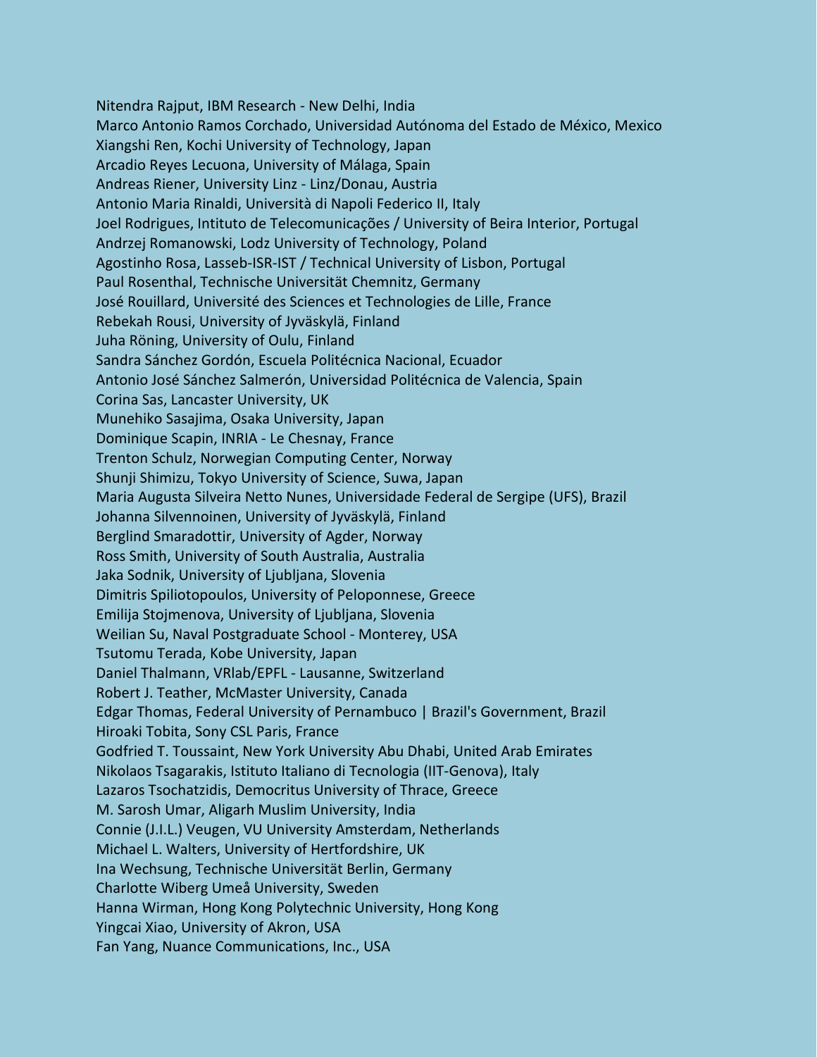Nitendra Rajput, IBM Research - New Delhi, India
Marco Antonio Ramos Corchado, Universidad Autónoma del Estado de México, Mexico
Xiangshi Ren, Kochi University of Technology, Japan
Arcadio Reyes Lecuona, University of Málaga, Spain
Andreas Riener, University Linz - Linz/Donau, Austria
Antonio Maria Rinaldi, Università di Napoli Federico II, Italy
Joel Rodrigues, Intituto de Telecomunicações / University of Beira Interior, Portugal
Andrzej Romanowski, Lodz University of Technology, Poland
Agostinho Rosa, Lasseb-ISR-IST / Technical University of Lisbon, Portugal
Paul Rosenthal, Technische Universität Chemnitz, Germany
José Rouillard, Université des Sciences et Technologies de Lille, France
Rebekah Rousi, University of Jyväskylä, Finland
Juha Röning, University of Oulu, Finland
Sandra Sánchez Gordón, Escuela Politécnica Nacional, Ecuador
Antonio José Sánchez Salmerón, Universidad Politécnica de Valencia, Spain
Corina Sas, Lancaster University, UK
Munehiko Sasajima, Osaka University, Japan
Dominique Scapin, INRIA - Le Chesnay, France
Trenton Schulz, Norwegian Computing Center, Norway
Shunji Shimizu, Tokyo University of Science, Suwa, Japan
Maria Augusta Silveira Netto Nunes, Universidade Federal de Sergipe (UFS), Brazil
Johanna Silvennoinen, University of Jyväskylä, Finland
Berglind Smaradottir, University of Agder, Norway
Ross Smith, University of South Australia, Australia
Jaka Sodnik, University of Ljubljana, Slovenia
Dimitris Spiliotopoulos, University of Peloponnese, Greece
Emilija Stojmenova, University of Ljubljana, Slovenia
Weilian Su, Naval Postgraduate School - Monterey, USA
Tsutomu Terada, Kobe University, Japan
Daniel Thalmann, VRlab/EPFL - Lausanne, Switzerland
Robert J. Teather, McMaster University, Canada
Edgar Thomas, Federal University of Pernambuco | Brazil's Government, Brazil
Hiroaki Tobita, Sony CSL Paris, France
Godfried T. Toussaint, New York University Abu Dhabi, United Arab Emirates
Nikolaos Tsagarakis, Istituto Italiano di Tecnologia (IIT-Genova), Italy
Lazaros Tsochatzidis, Democritus University of Thrace, Greece
M. Sarosh Umar, Aligarh Muslim University, India
Connie (J.I.L.) Veugen, VU University Amsterdam, Netherlands
Michael L. Walters, University of Hertfordshire, UK
Ina Wechsung, Technische Universität Berlin, Germany
Charlotte Wiberg Umeå University, Sweden
Hanna Wirman, Hong Kong Polytechnic University, Hong Kong
Yingcai Xiao, University of Akron, USA
Fan Yang, Nuance Communications, Inc., USA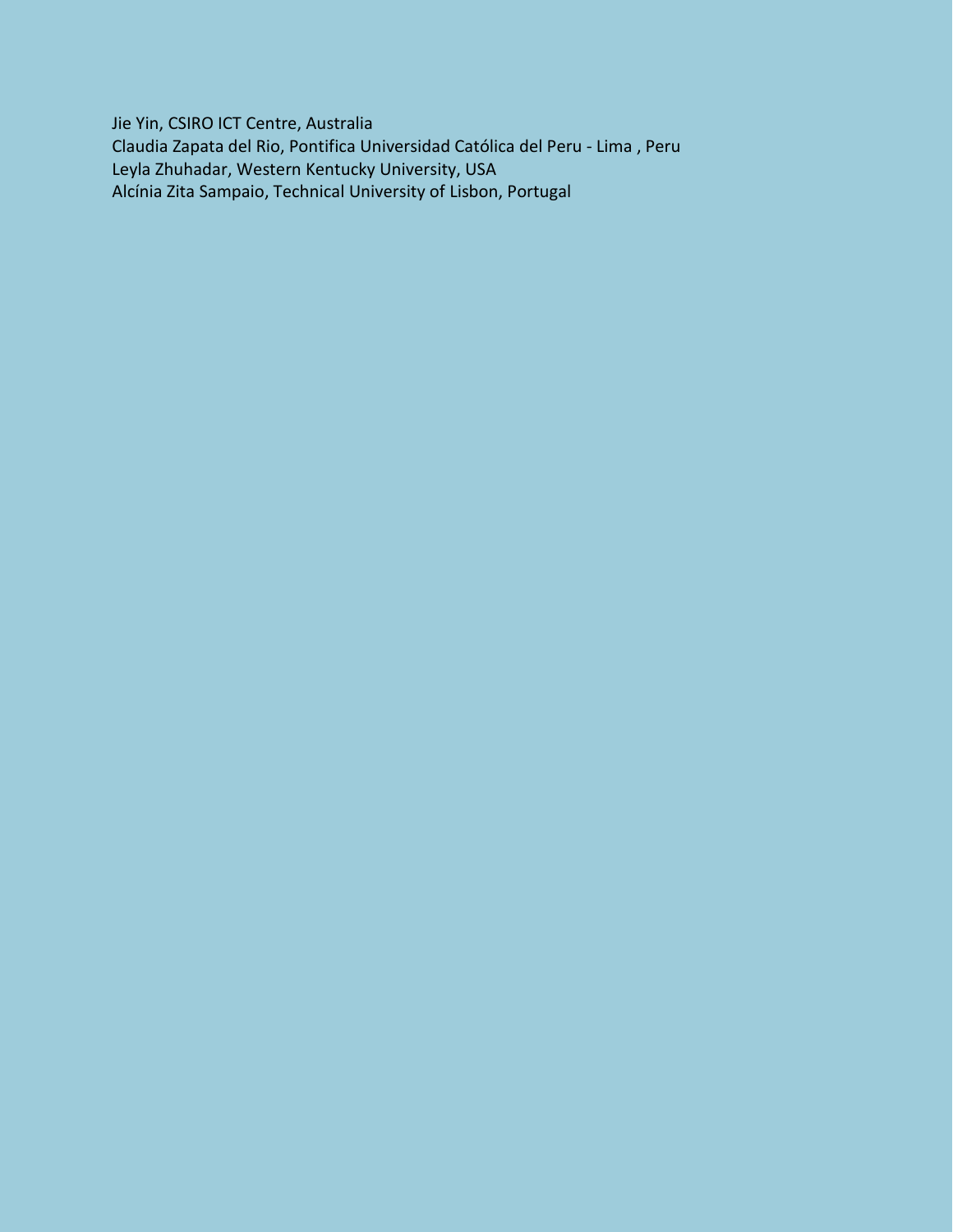Jie Yin, CSIRO ICT Centre, Australia
Claudia Zapata del Rio, Pontifica Universidad Católica del Peru - Lima , Peru
Leyla Zhuhadar, Western Kentucky University, USA
Alcínia Zita Sampaio, Technical University of Lisbon, Portugal